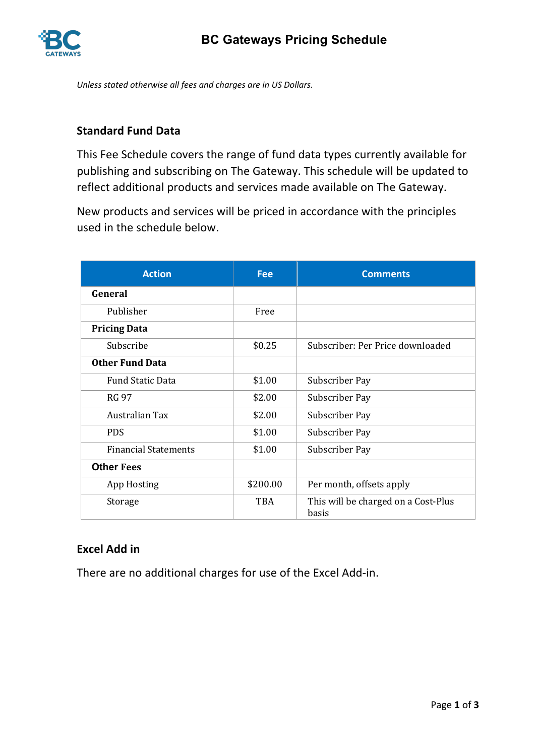# BC Gateways Pricing Schedule

*Unless stated otherwise all fees and charges are in US Dollars.*

## Standard Fund Data

This Fee Schedule covers the range of fund data types currently available for publishing and subscribing on The Gateway. This schedule will be updated to reflect additional products and services made available on The Gateway.

New products and services will be priced in accordance with the principles used in the schedule below.

| Action | Fee | Comments |
|---|---|---|
| **General** | | |
| Publisher | Free | |
| **Pricing Data** | | |
| Subscribe | $0.25 | Subscriber: Per Price downloaded |
| **Other Fund Data** | | |
| Fund Static Data | $1.00 | Subscriber Pay |
| RG 97 | $2.00 | Subscriber Pay |
| Australian Tax | $2.00 | Subscriber Pay |
| PDS | $1.00 | Subscriber Pay |
| Financial Statements | $1.00 | Subscriber Pay |
| **Other Fees** | | |
| App Hosting | $200.00 | Per month, offsets apply |
| Storage | TBA | This will be charged on a Cost-Plus basis |

## Excel Add in

There are no additional charges for use of the Excel Add-in.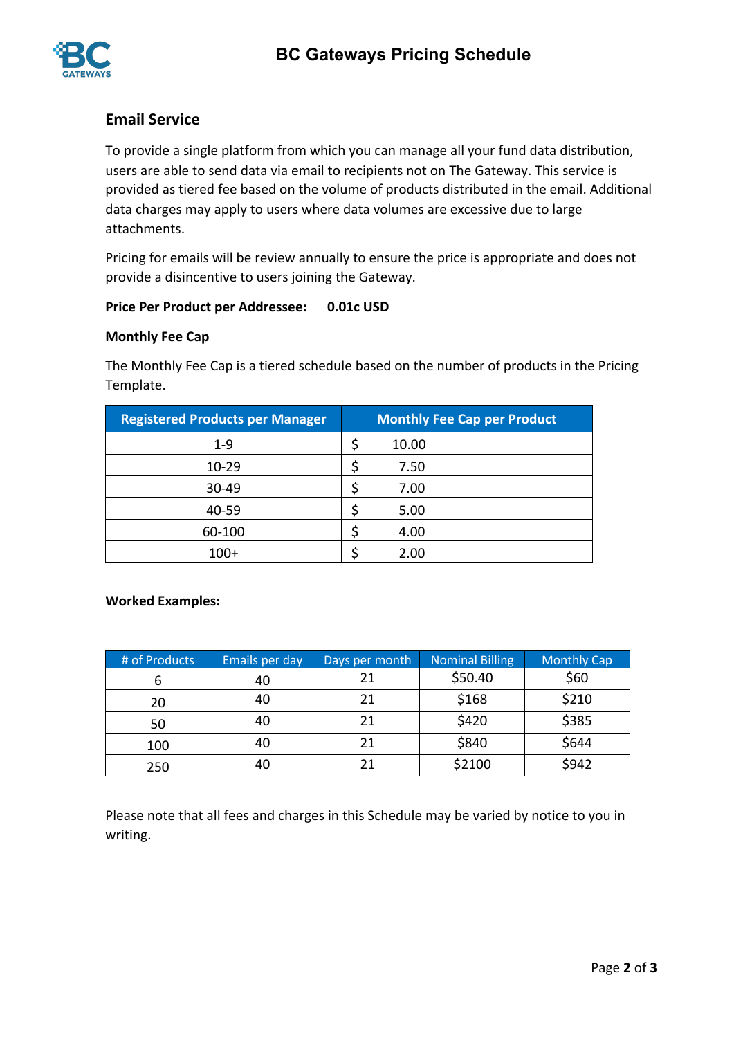## Email Service

To provide a single platform from which you can manage all your fund data distribution, users are able to send data via email to recipients not on The Gateway. This service is provided as tiered fee based on the volume of products distributed in the email. Additional data charges may apply to users where data volumes are excessive due to large attachments.

Pricing for emails will be review annually to ensure the price is appropriate and does not provide a disincentive to users joining the Gateway.

**Price Per Product per Addressee: 0.01c USD**

**Monthly Fee Cap**

The Monthly Fee Cap is a tiered schedule based on the number of products in the Pricing Template.

| Registered Products per Manager | Monthly Fee Cap per Product |
|---|---|
| 1-9 | $ 10.00 |
| 10-29 | $ 7.50 |
| 30-49 | $ 7.00 |
| 40-59 | $ 5.00 |
| 60-100 | $ 4.00 |
| 100+ | $ 2.00 |

**Worked Examples:**

| # of Products | Emails per day | Days per month | Nominal Billing | Monthly Cap |
|---|---|---|---|---|
| 6 | 40 | 21 | $50.40 | $60 |
| 20 | 40 | 21 | $168 | $210 |
| 50 | 40 | 21 | $420 | $385 |
| 100 | 40 | 21 | $840 | $644 |
| 250 | 40 | 21 | $2100 | $942 |

Please note that all fees and charges in this Schedule may be varied by notice to you in writing.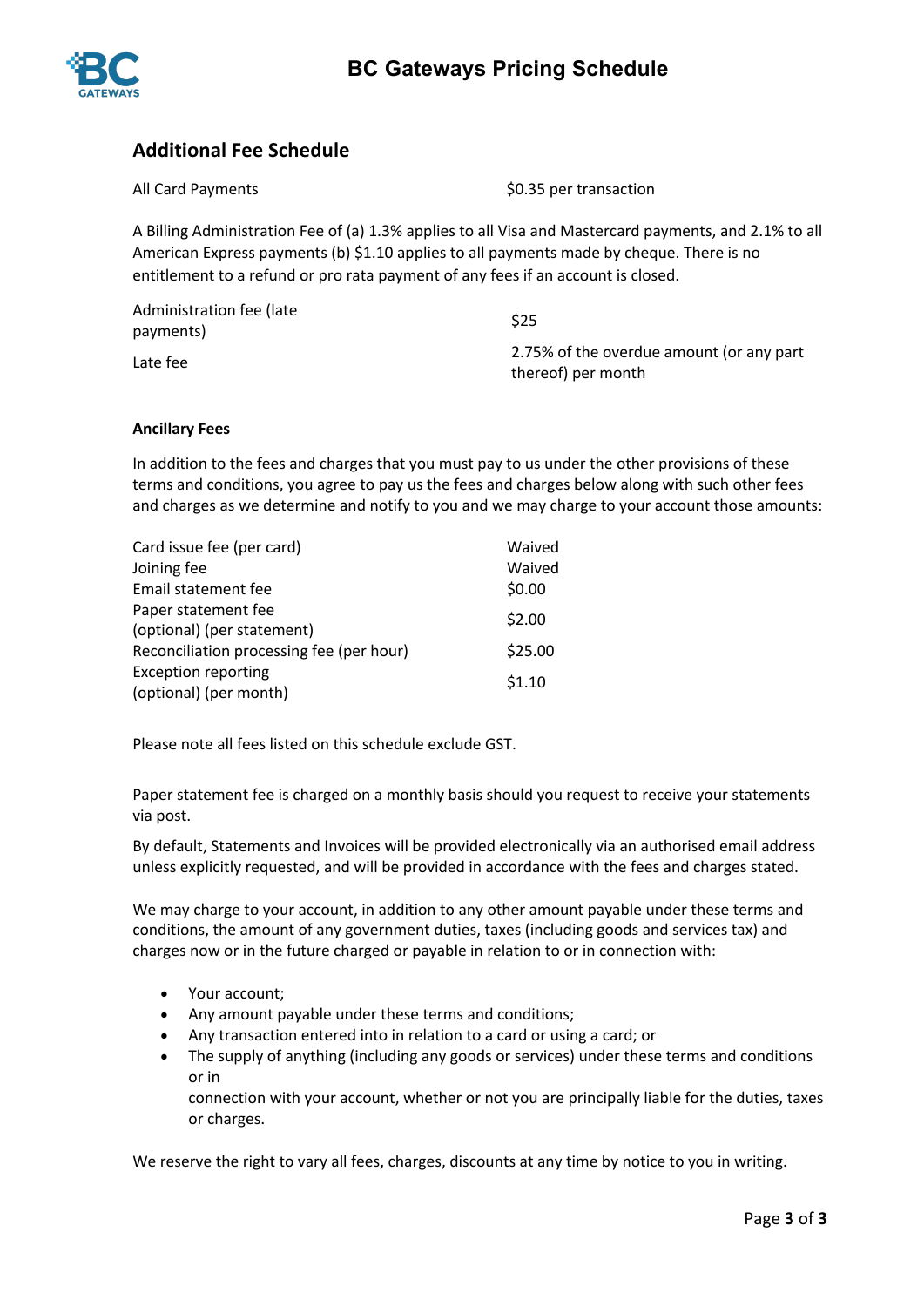# BC Gateways Pricing Schedule

## Additional Fee Schedule

| | |
|---|---|
| All Card Payments | $0.35 per transaction |

A Billing Administration Fee of (a) 1.3% applies to all Visa and Mastercard payments, and 2.1% to all American Express payments (b) $1.10 applies to all payments made by cheque. There is no entitlement to a refund or pro rata payment of any fees if an account is closed.

| | |
|---|---|
| Administration fee (late payments) | $25 |
| Late fee | 2.75% of the overdue amount (or any part thereof) per month |

**Ancillary Fees**

In addition to the fees and charges that you must pay to us under the other provisions of these terms and conditions, you agree to pay us the fees and charges below along with such other fees and charges as we determine and notify to you and we may charge to your account those amounts:

| | |
|---|---|
| Card issue fee (per card) | Waived |
| Joining fee | Waived |
| Email statement fee | $0.00 |
| Paper statement fee (optional) (per statement) | $2.00 |
| Reconciliation processing fee (per hour) | $25.00 |
| Exception reporting (optional) (per month) | $1.10 |

Please note all fees listed on this schedule exclude GST.

Paper statement fee is charged on a monthly basis should you request to receive your statements via post.

By default, Statements and Invoices will be provided electronically via an authorised email address unless explicitly requested, and will be provided in accordance with the fees and charges stated.

We may charge to your account, in addition to any other amount payable under these terms and conditions, the amount of any government duties, taxes (including goods and services tax) and charges now or in the future charged or payable in relation to or in connection with:

- Your account;
- Any amount payable under these terms and conditions;
- Any transaction entered into in relation to a card or using a card; or
- The supply of anything (including any goods or services) under these terms and conditions or in connection with your account, whether or not you are principally liable for the duties, taxes or charges.

We reserve the right to vary all fees, charges, discounts at any time by notice to you in writing.